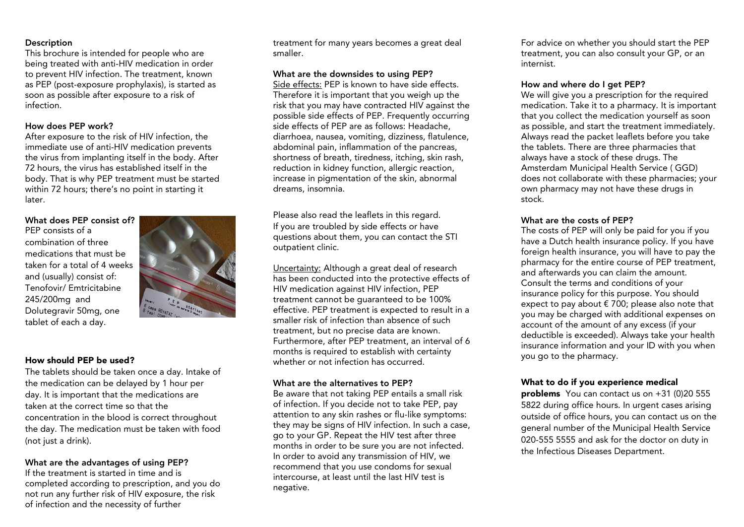## Description

This brochure is intended for people who are being treated with anti-HIV medication in order to prevent HIV infection. The treatment, known as PEP (post-exposure prophylaxis), is started as soon as possible after exposure to a risk of infection.

## How does PEP work?

After exposure to the risk of HIV infection, the immediate use of anti-HIV medication prevents the virus from implanting itself in the body. After 72 hours, the virus has established itself in the body. That is why PEP treatment must be started within 72 hours; there's no point in starting it later.

## What does PEP consist of?

PEP consists of a combination of three medications that must be taken for a total of 4 weeks and (usually) consist of: Tenofovir/ Emtricitabine 245/200mg and Dolutegravir 50mg, one tablet of each a day.

## How should PEP be used?

The tablets should be taken once a day. Intake of the medication can be delayed by 1 hour per day. It is important that the medications are taken at the correct time so that the concentration in the blood is correct throughout the day. The medication must be taken with food (not just a drink).

## What are the advantages of using PEP?

If the treatment is started in time and is completed according to prescription, and you do not run any further risk of HIV exposure, the risk of infection and the necessity of further treatment for many years becomes a great deal smaller.

## What are the downsides to using PEP?

Side effects: PEP is known to have side effects. Therefore it is important that you weigh up the risk that you may have contracted HIV against the possible side effects of PEP. Frequently occurring side effects of PEP are as follows: Headache, diarrhoea, nausea, vomiting, dizziness, flatulence, abdominal pain, inflammation of the pancreas, shortness of breath, tiredness, itching, skin rash, reduction in kidney function, allergic reaction, increase in pigmentation of the skin, abnormal dreams, insomnia.

Please also read the leaflets in this regard. If you are troubled by side effects or have questions about them, you can contact the STI outpatient clinic.

Uncertainty: Although a great deal of research has been conducted into the protective effects of HIV medication against HIV infection, PEP treatment cannot be guaranteed to be 100% effective. PEP treatment is expected to result in a smaller risk of infection than absence of such treatment, but no precise data are known. Furthermore, after PEP treatment, an interval of 6 months is required to establish with certainty whether or not infection has occurred.

## What are the alternatives to PEP?

Be aware that not taking PEP entails a small risk of infection. If you decide not to take PEP, pay attention to any skin rashes or flu-like symptoms: they may be signs of HIV infection. In such a case, go to your GP. Repeat the HIV test after three months in order to be sure you are not infected. In order to avoid any transmission of HIV, we recommend that you use condoms for sexual intercourse, at least until the last HIV test is negative.

For advice on whether you should start the PEP treatment, you can also consult your GP, or an internist.

## How and where do I get PEP?

We will give you a prescription for the required medication. Take it to a pharmacy. It is important that you collect the medication yourself as soon as possible, and start the treatment immediately. Always read the packet leaflets before you take the tablets. There are three pharmacies that always have a stock of these drugs. The Amsterdam Municipal Health Service ( GGD) does not collaborate with these pharmacies; your own pharmacy may not have these drugs in stock.

## What are the costs of PEP?

The costs of PEP will only be paid for you if you have a Dutch health insurance policy. If you have foreign health insurance, you will have to pay the pharmacy for the entire course of PEP treatment, and afterwards you can claim the amount. Consult the terms and conditions of your insurance policy for this purpose. You should expect to pay about € 700; please also note that you may be charged with additional expenses on account of the amount of any excess (if your deductible is exceeded). Always take your health insurance information and your ID with you when you go to the pharmacy.

## What to do if you experience medical problems

You can contact us on +31 (0)20 555 5822 during office hours. In urgent cases arising outside of office hours, you can contact us on the general number of the Municipal Health Service 020-555 5555 and ask for the doctor on duty in the Infectious Diseases Department.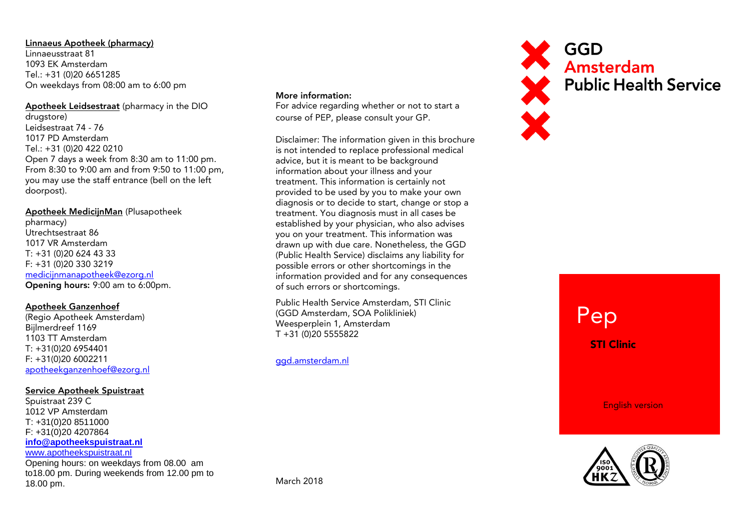**Linnaeus Apotheek (pharmacy)**
Linnaeusstraat 81
1093 EK Amsterdam
Tel.: +31 (0)20 6651285
On weekdays from 08:00 am to 6:00 pm

**Apotheek Leidsestraat** (pharmacy in the DIO drugstore)
Leidsestraat 74 - 76
1017 PD Amsterdam
Tel.: +31 (0)20 422 0210
Open 7 days a week from 8:30 am to 11:00 pm. From 8:30 to 9:00 am and from 9:50 to 11:00 pm, you may use the staff entrance (bell on the left doorpost).

**Apotheek MedicijnMan** (Plusapotheek pharmacy)
Utrechtsestraat 86
1017 VR Amsterdam
T: +31 (0)20 624 43 33
F: +31 (0)20 330 3219
medicijnmanapotheek@ezorg.nl
**Opening hours:** 9:00 am to 6:00pm.

**Apotheek Ganzenhoef**
(Regio Apotheek Amsterdam)
Bijlmerdreef 1169
1103 TT Amsterdam
T: +31(0)20 6954401
F: +31(0)20 6002211
apotheekganzenhoef@ezorg.nl

**Service Apotheek Spuistraat**
Spuistraat 239 C
1012 VP Amsterdam
T: +31(0)20 8511000
F: +31(0)20 4207864
**info@apotheekspuistraat.nl**
www.apotheekspuistraat.nl
Opening hours: on weekdays from 08.00 am to18.00 pm. During weekends from 12.00 pm to 18.00 pm.

**More information:**
For advice regarding whether or not to start a course of PEP, please consult your GP.

Disclaimer: The information given in this brochure is not intended to replace professional medical advice, but it is meant to be background information about your illness and your treatment. This information is certainly not provided to be used by you to make your own diagnosis or to decide to start, change or stop a treatment. You diagnosis must in all cases be established by your physician, who also advises you on your treatment. This information was drawn up with due care. Nonetheless, the GGD (Public Health Service) disclaims any liability for possible errors or other shortcomings in the information provided and for any consequences of such errors or shortcomings.

Public Health Service Amsterdam, STI Clinic
(GGD Amsterdam, SOA Polikliniek)
Weesperplein 1, Amsterdam
T +31 (0)20 5555822

ggd.amsterdam.nl

March 2018

**GGD**
**Amsterdam**
**Public Health Service**

# Pep

**STI Clinic**

English version